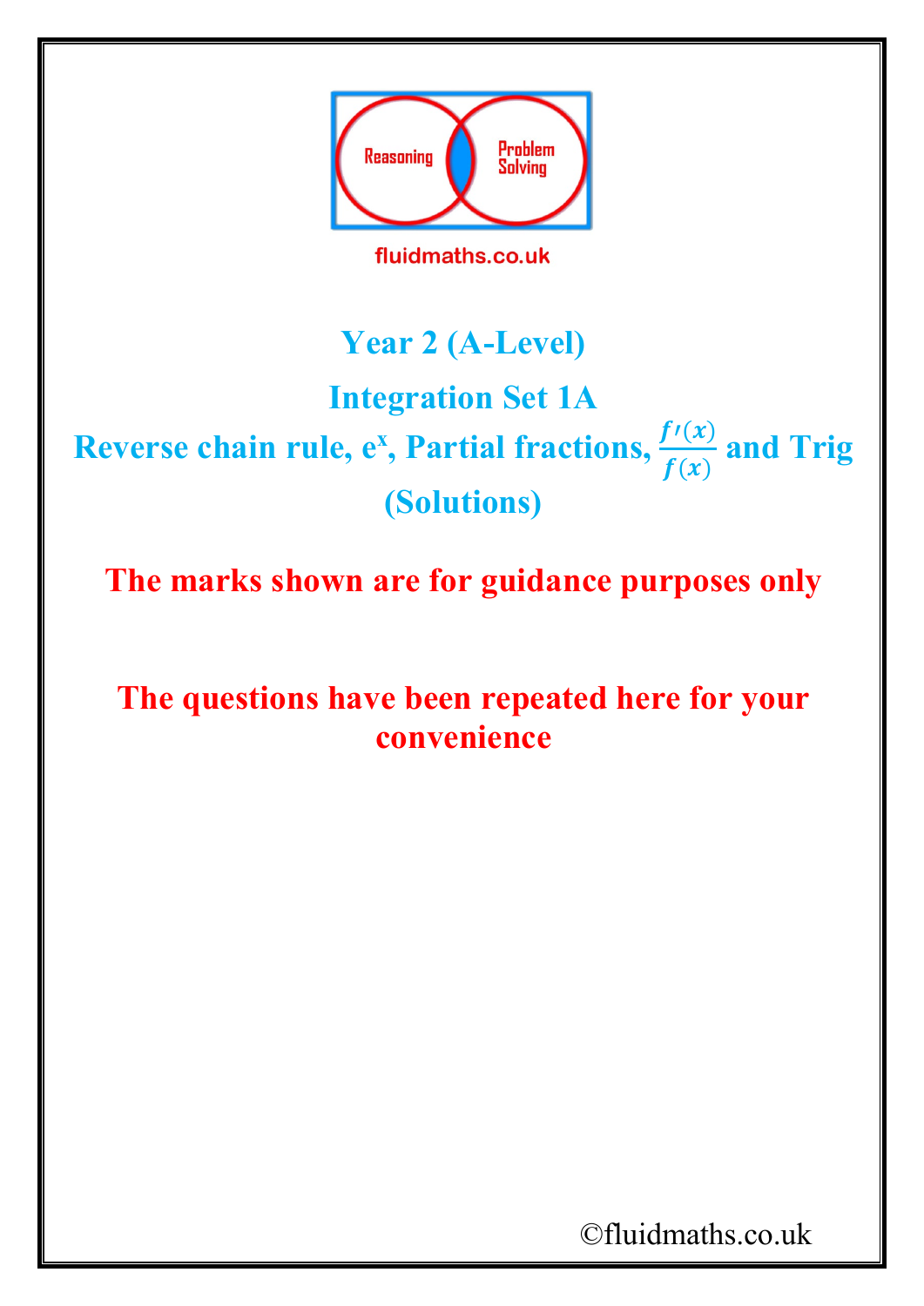Reasoning

Problem Solving

fluidmaths.co.uk

# Year 2 (A-Level)

# Integration Set 1A

## Reverse chain rule, $e^x$, Partial fractions, $\frac{f'(x)}{f(x)}$ and Trig

## (Solutions)

**The marks shown are for guidance purposes only**

**The questions have been repeated here for your convenience**

©fluidmaths.co.uk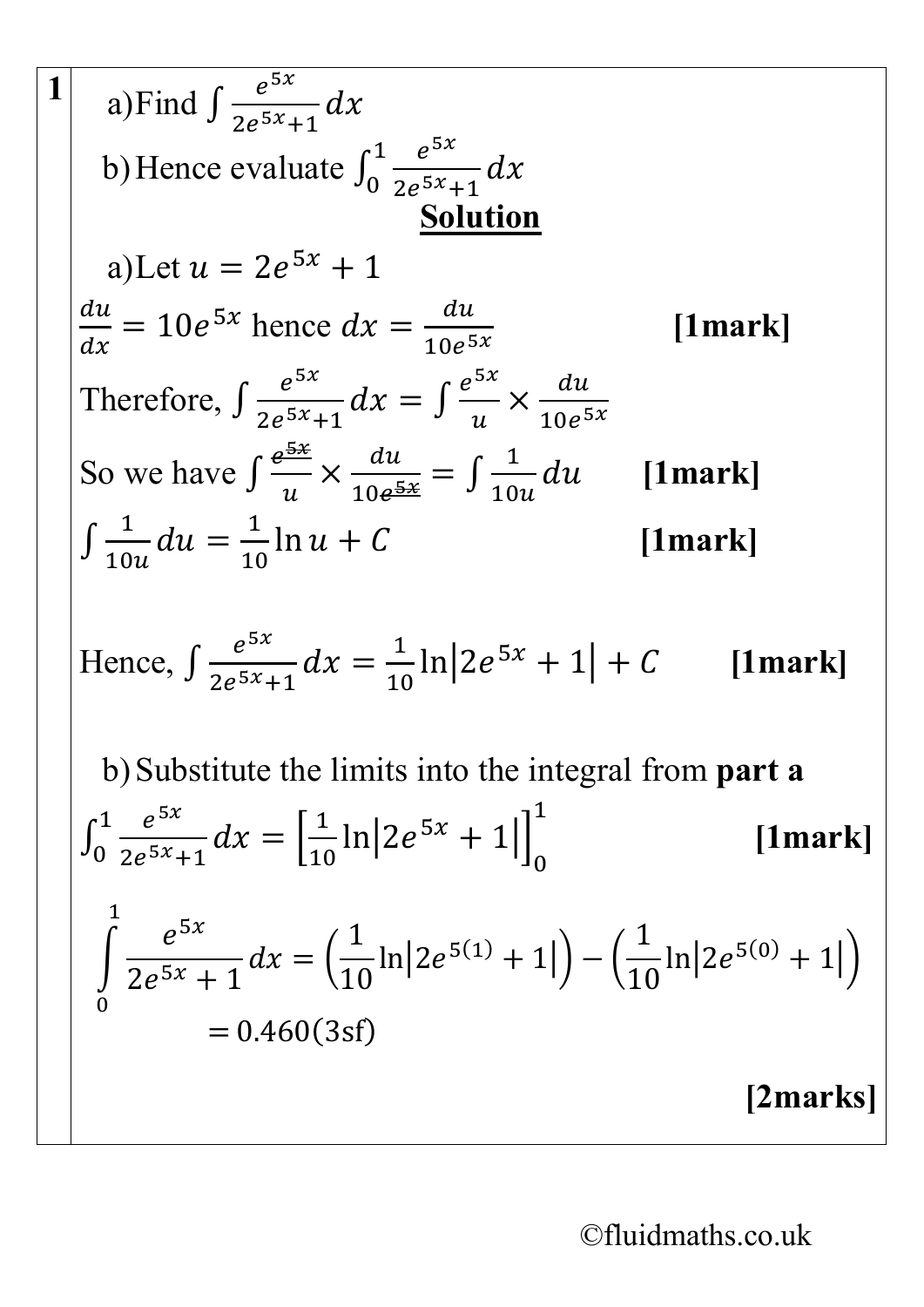**1**

a) Find $\int \frac{e^{5x}}{2e^{5x}+1}\,dx$

b) Hence evaluate $\int_0^1 \frac{e^{5x}}{2e^{5x}+1}\,dx$

**Solution**

a) Let $u = 2e^{5x} + 1$

$\frac{du}{dx} = 10e^{5x}$ hence $dx = \frac{du}{10e^{5x}}$ **[1mark]**

Therefore, $\int \frac{e^{5x}}{2e^{5x}+1}\,dx = \int \frac{e^{5x}}{u} \times \frac{du}{10e^{5x}}$

So we have $\int \frac{\cancel{e^{5x}}}{u} \times \frac{du}{10\cancel{e^{5x}}} = \int \frac{1}{10u}\,du$ **[1mark]**

$\int \frac{1}{10u}\,du = \frac{1}{10}\ln u + C$ **[1mark]**

Hence, $\int \frac{e^{5x}}{2e^{5x}+1}\,dx = \frac{1}{10}\ln\left|2e^{5x}+1\right| + C$ **[1mark]**

b) Substitute the limits into the integral from **part a**

$\int_0^1 \frac{e^{5x}}{2e^{5x}+1}\,dx = \left[\frac{1}{10}\ln\left|2e^{5x}+1\right|\right]_0^1$ **[1mark]**

$$\int_0^1 \frac{e^{5x}}{2e^{5x}+1}\,dx = \left(\frac{1}{10}\ln\left|2e^{5(1)}+1\right|\right) - \left(\frac{1}{10}\ln\left|2e^{5(0)}+1\right|\right)$$

$$= 0.460\text{(3sf)}$$

**[2marks]**

©fluidmaths.co.uk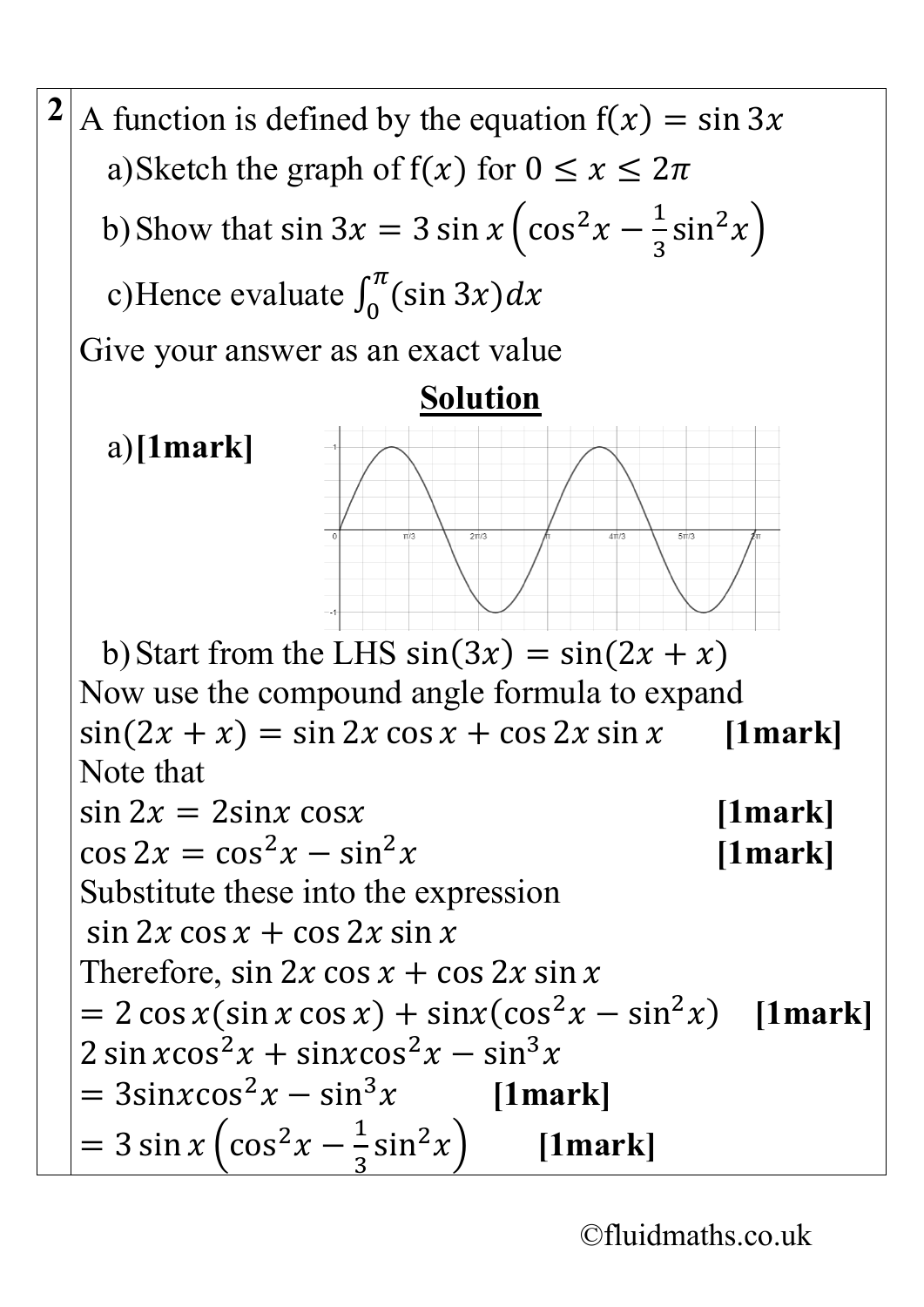**2** A function is defined by the equation $f(x) = \sin 3x$

a) Sketch the graph of $f(x)$ for $0 \leq x \leq 2\pi$

b) Show that $\sin 3x = 3\sin x\left(\cos^2 x - \frac{1}{3}\sin^2 x\right)$

c) Hence evaluate $\int_0^{\pi}(\sin 3x)dx$

Give your answer as an exact value

**Solution**

a) **[1mark]**

b) Start from the LHS $\sin(3x) = \sin(2x + x)$

Now use the compound angle formula to expand

$\sin(2x + x) = \sin 2x \cos x + \cos 2x \sin x$ **[1mark]**

Note that

$\sin 2x = 2\sin x \cos x$ **[1mark]**

$\cos 2x = \cos^2 x - \sin^2 x$ **[1mark]**

Substitute these into the expression

$\sin 2x \cos x + \cos 2x \sin x$

Therefore, $\sin 2x \cos x + \cos 2x \sin x$

$= 2\cos x(\sin x \cos x) + \sin x(\cos^2 x - \sin^2 x)$ **[1mark]**

$2\sin x\cos^2 x + \sin x\cos^2 x - \sin^3 x$

$= 3\sin x\cos^2 x - \sin^3 x$ **[1mark]**

$= 3\sin x\left(\cos^2 x - \frac{1}{3}\sin^2 x\right)$ **[1mark]**

©fluidmaths.co.uk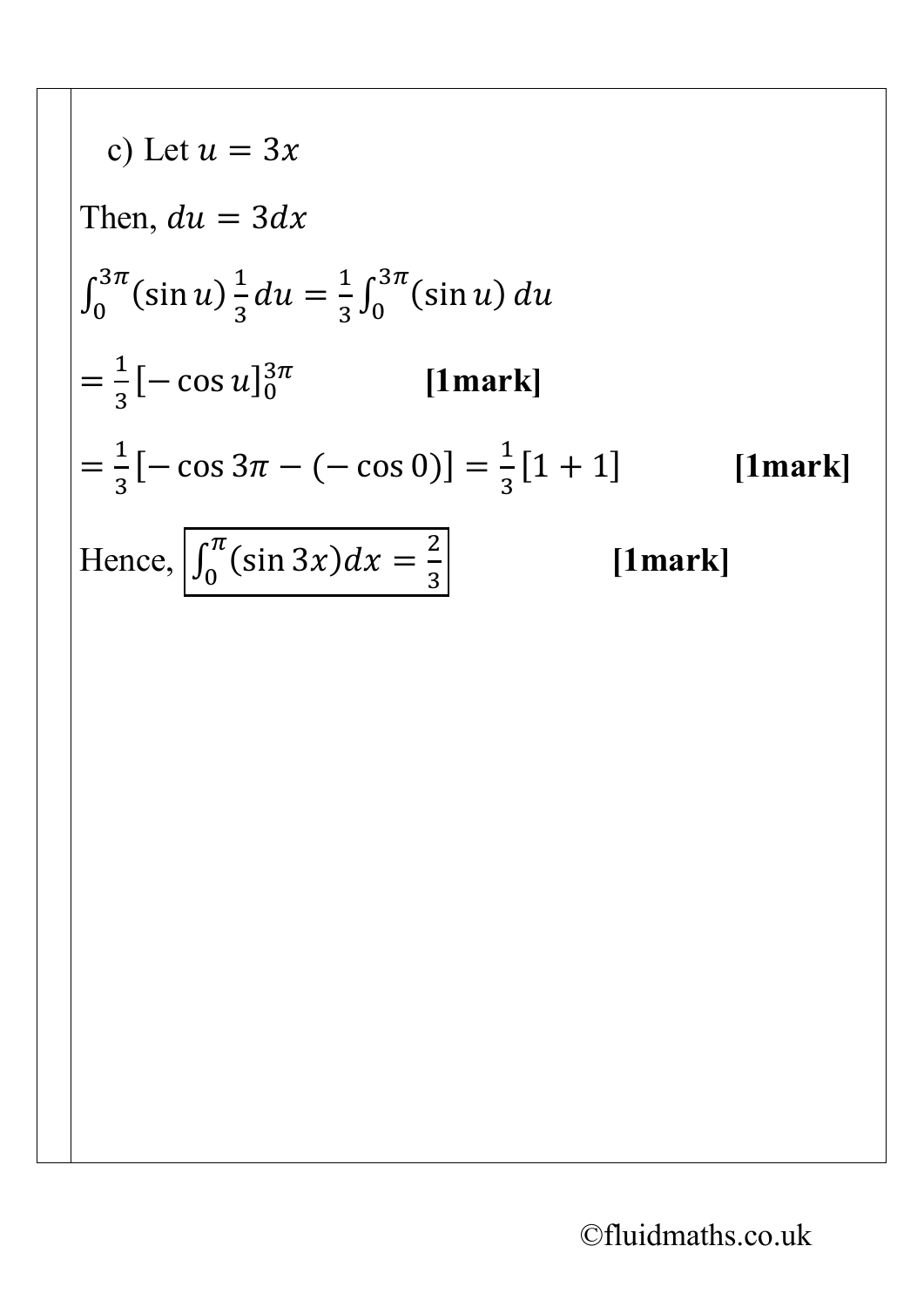c) Let $u = 3x$

Then, $du = 3dx$

$\int_0^{3\pi} (\sin u) \frac{1}{3} du = \frac{1}{3} \int_0^{3\pi} (\sin u) \, du$

$= \frac{1}{3} [-\cos u]_0^{3\pi}$ **[1mark]**

$= \frac{1}{3} [-\cos 3\pi - (-\cos 0)] = \frac{1}{3} [1 + 1]$ **[1mark]**

Hence, $\boxed{\int_0^{\pi} (\sin 3x) dx = \frac{2}{3}}$ **[1mark]**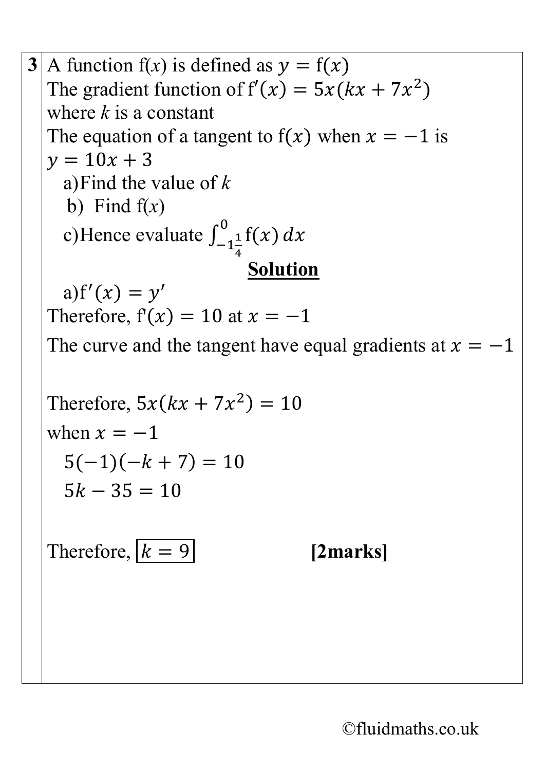**3** A function f($x$) is defined as $y = \mathrm{f}(x)$

The gradient function of $\mathrm{f}'(x) = 5x(kx + 7x^2)$

where $k$ is a constant

The equation of a tangent to $\mathrm{f}(x)$ when $x = -1$ is

$y = 10x + 3$

a) Find the value of $k$

b) Find f($x$)

c) Hence evaluate $\int_{-1\frac{1}{4}}^{0} \mathrm{f}(x)\, dx$

**<u>Solution</u>**

a) $\mathrm{f}'(x) = y'$

Therefore, $\mathrm{f}'(x) = 10$ at $x = -1$

The curve and the tangent have equal gradients at $x = -1$

Therefore, $5x(kx + 7x^2) = 10$

when $x = -1$

$$5(-1)(-k + 7) = 10$$

$$5k - 35 = 10$$

Therefore, $\boxed{k = 9}$ **[2marks]**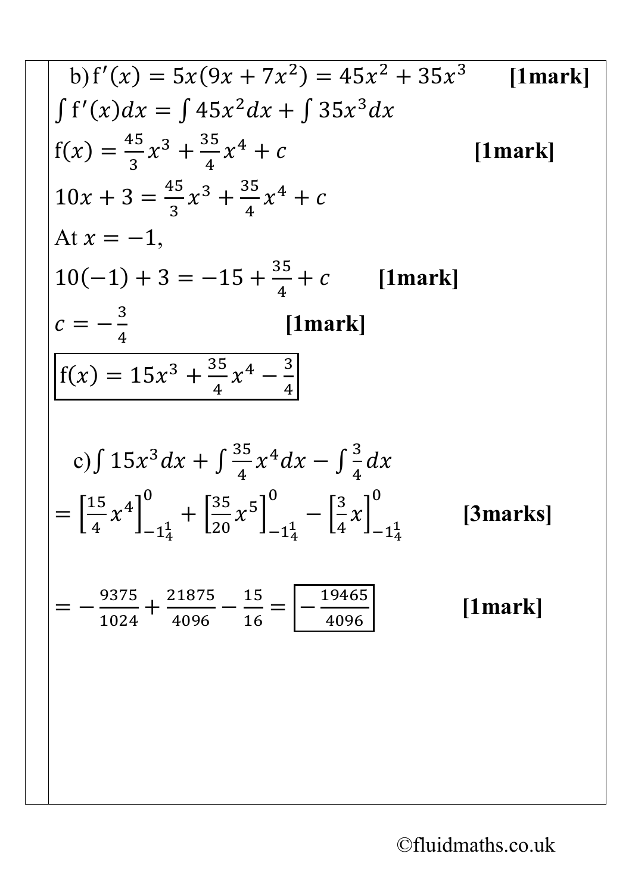b) $f'(x) = 5x(9x + 7x^2) = 45x^2 + 35x^3$ **[1mark]**

$\int f'(x)dx = \int 45x^2 dx + \int 35x^3 dx$

$f(x) = \frac{45}{3}x^3 + \frac{35}{4}x^4 + c$ **[1mark]**

$10x + 3 = \frac{45}{3}x^3 + \frac{35}{4}x^4 + c$

At $x = -1$,

$10(-1) + 3 = -15 + \frac{35}{4} + c$ **[1mark]**

$c = -\frac{3}{4}$ **[1mark]**

$$\boxed{f(x) = 15x^3 + \frac{35}{4}x^4 - \frac{3}{4}}$$

c) $\int 15x^3 dx + \int \frac{35}{4}x^4 dx - \int \frac{3}{4} dx$

$= \left[\frac{15}{4}x^4\right]_{-1\frac{1}{4}}^{0} + \left[\frac{35}{20}x^5\right]_{-1\frac{1}{4}}^{0} - \left[\frac{3}{4}x\right]_{-1\frac{1}{4}}^{0}$ **[3marks]**

$= -\frac{9375}{1024} + \frac{21875}{4096} - \frac{15}{16} = \boxed{-\frac{19465}{4096}}$ **[1mark]**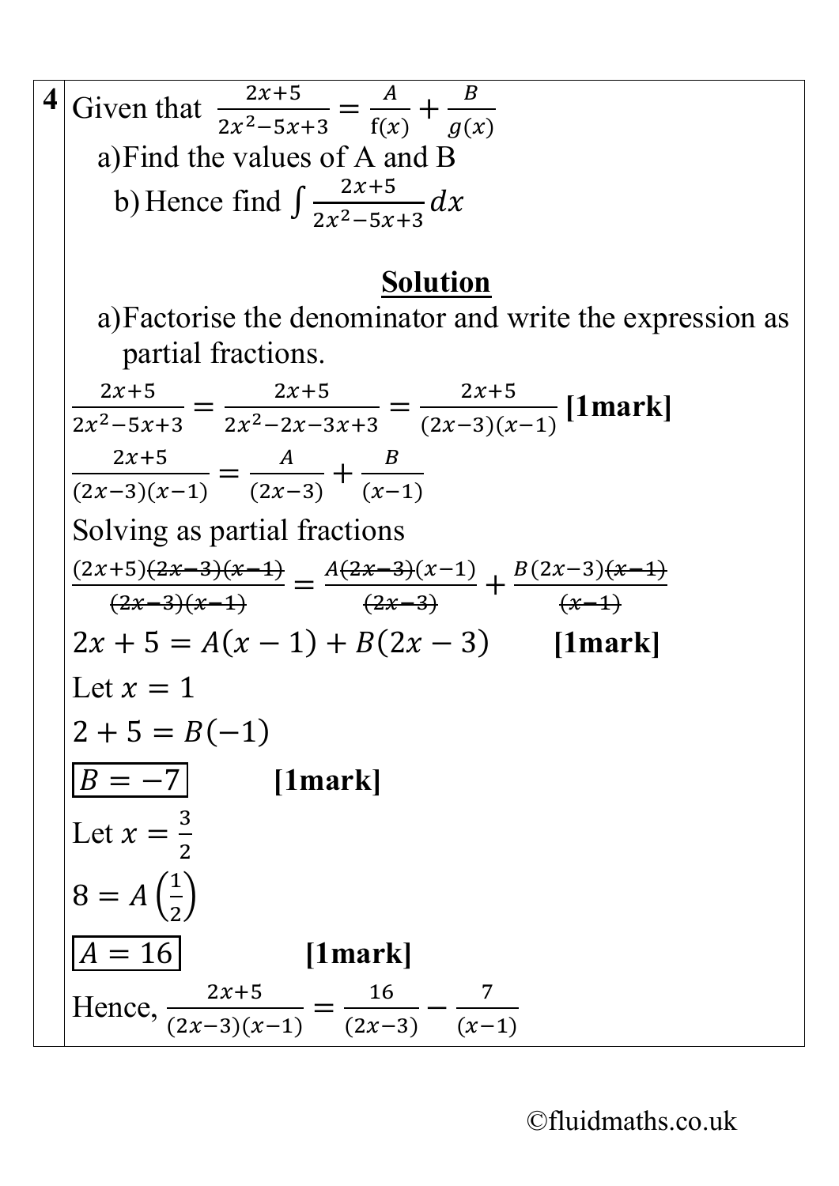**4** Given that $\frac{2x+5}{2x^2-5x+3} = \frac{A}{f(x)} + \frac{B}{g(x)}$

a) Find the values of A and B

b) Hence find $\int \frac{2x+5}{2x^2-5x+3}\,dx$

## Solution

a) Factorise the denominator and write the expression as partial fractions.

$$\frac{2x+5}{2x^2-5x+3} = \frac{2x+5}{2x^2-2x-3x+3} = \frac{2x+5}{(2x-3)(x-1)}$$ **[1mark]**

$$\frac{2x+5}{(2x-3)(x-1)} = \frac{A}{(2x-3)} + \frac{B}{(x-1)}$$

Solving as partial fractions

$$\frac{(2x+5)\cancel{(2x-3)(x-1)}}{\cancel{(2x-3)(x-1)}} = \frac{A\cancel{(2x-3)}(x-1)}{\cancel{(2x-3)}} + \frac{B(2x-3)\cancel{(x-1)}}{\cancel{(x-1)}}$$

$2x+5 = A(x-1) + B(2x-3)$ **[1mark]**

Let $x = 1$

$2+5 = B(-1)$

$\boxed{B = -7}$ **[1mark]**

Let $x = \frac{3}{2}$

$8 = A\left(\frac{1}{2}\right)$

$\boxed{A = 16}$ **[1mark]**

Hence, $\frac{2x+5}{(2x-3)(x-1)} = \frac{16}{(2x-3)} - \frac{7}{(x-1)}$

©fluidmaths.co.uk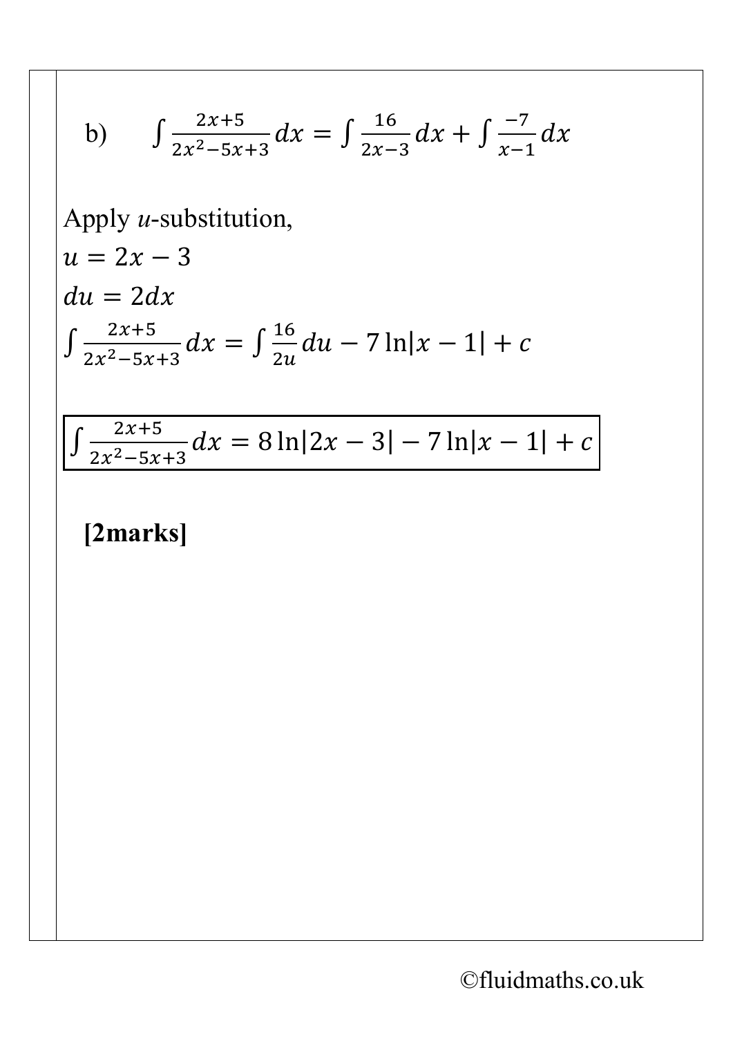b) $\int \frac{2x+5}{2x^2-5x+3}dx = \int \frac{16}{2x-3}dx + \int \frac{-7}{x-1}dx$

Apply *u*-substitution,

$u = 2x - 3$

$du = 2dx$

$\int \frac{2x+5}{2x^2-5x+3}dx = \int \frac{16}{2u}du - 7\ln|x-1| + c$

$$\boxed{\int \frac{2x+5}{2x^2-5x+3}dx = 8\ln|2x-3| - 7\ln|x-1| + c}$$

**[2marks]**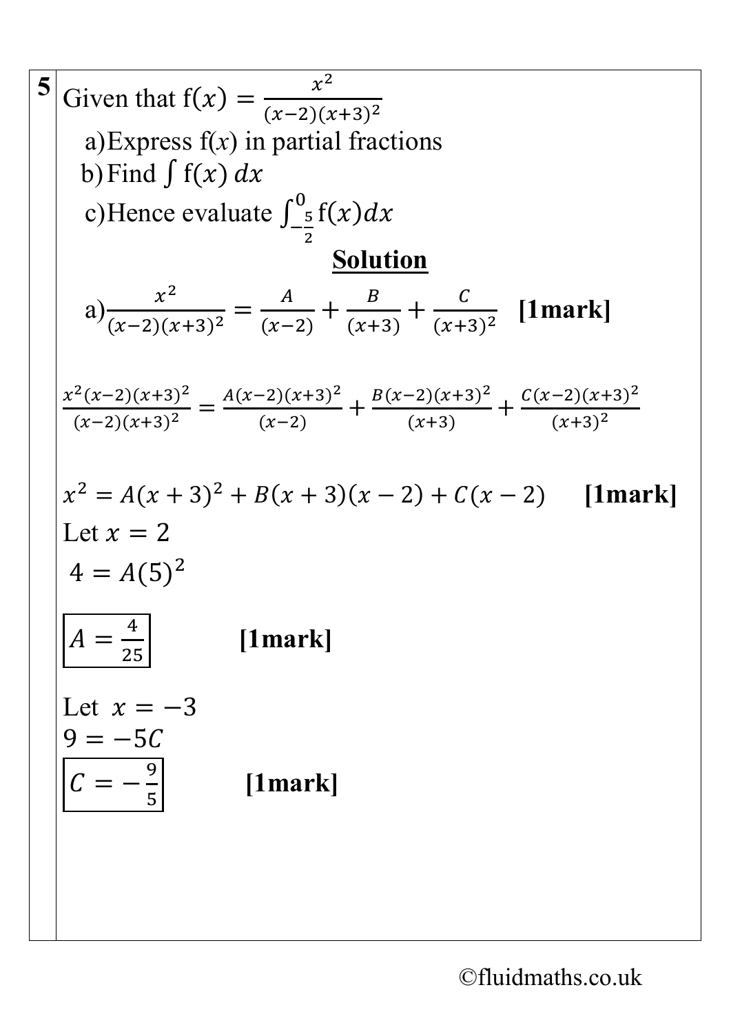**5** Given that $f(x) = \frac{x^2}{(x-2)(x+3)^2}$

a) Express $f(x)$ in partial fractions

b) Find $\int f(x)\, dx$

c) Hence evaluate $\int_{-\frac{5}{2}}^{0} f(x)dx$

## **Solution**

a) $\frac{x^2}{(x-2)(x+3)^2} = \frac{A}{(x-2)} + \frac{B}{(x+3)} + \frac{C}{(x+3)^2}$ **[1mark]**

$$\frac{x^2(x-2)(x+3)^2}{(x-2)(x+3)^2} = \frac{A(x-2)(x+3)^2}{(x-2)} + \frac{B(x-2)(x+3)^2}{(x+3)} + \frac{C(x-2)(x+3)^2}{(x+3)^2}$$

$x^2 = A(x+3)^2 + B(x+3)(x-2) + C(x-2)$ **[1mark]**

Let $x = 2$

$4 = A(5)^2$

$\boxed{A = \frac{4}{25}}$ **[1mark]**

Let $x = -3$

$9 = -5C$

$\boxed{C = -\frac{9}{5}}$ **[1mark]**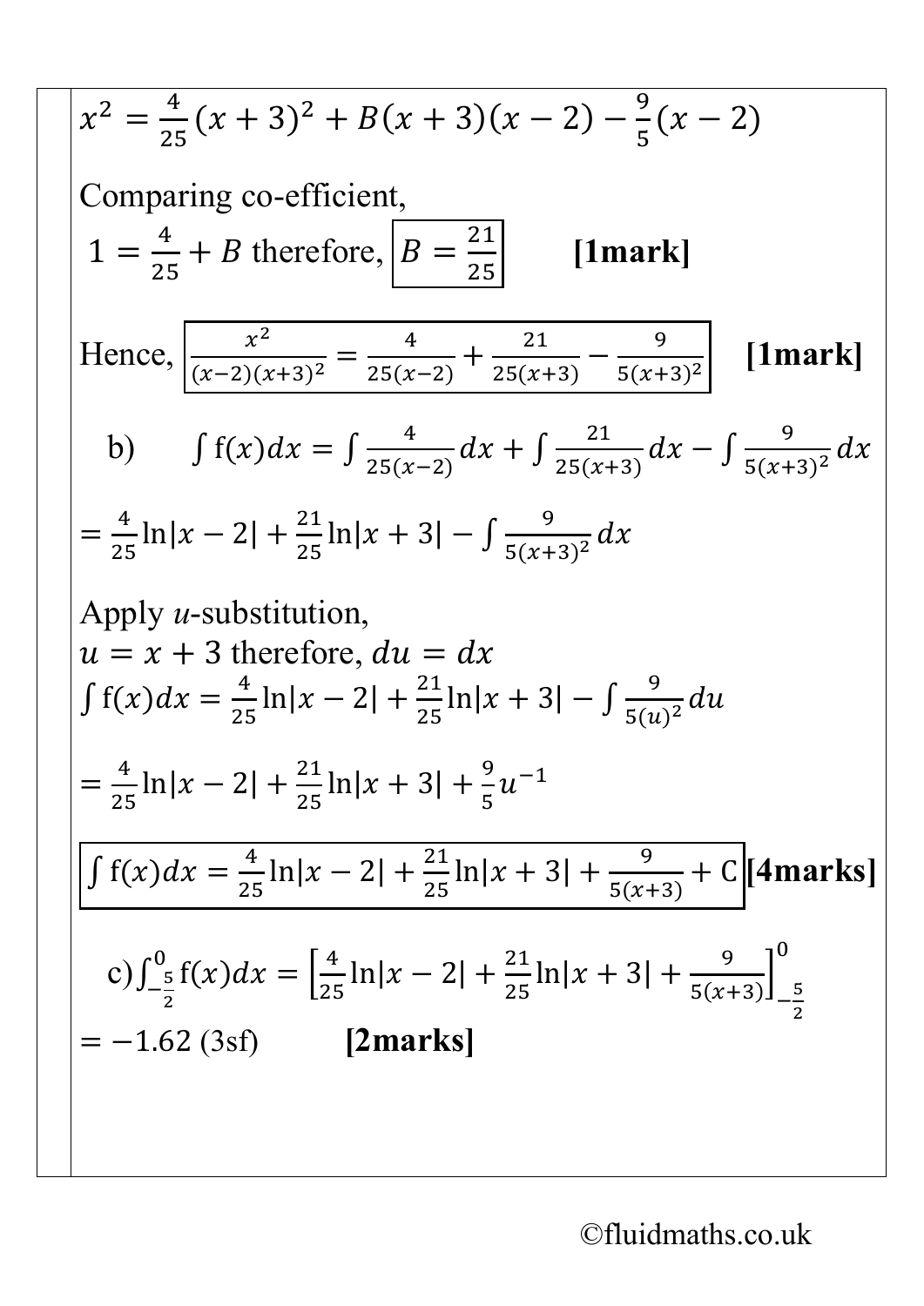$$x^2 = \frac{4}{25}(x+3)^2 + B(x+3)(x-2) - \frac{9}{5}(x-2)$$

Comparing co-efficient,

$1 = \frac{4}{25} + B$ therefore, $\boxed{B = \frac{21}{25}}$ **[1mark]**

Hence, $\boxed{\frac{x^2}{(x-2)(x+3)^2} = \frac{4}{25(x-2)} + \frac{21}{25(x+3)} - \frac{9}{5(x+3)^2}}$ **[1mark]**

b) $\int \mathrm{f}(x)dx = \int \frac{4}{25(x-2)}dx + \int \frac{21}{25(x+3)}dx - \int \frac{9}{5(x+3)^2}dx$

$= \frac{4}{25}\ln|x-2| + \frac{21}{25}\ln|x+3| - \int \frac{9}{5(x+3)^2}dx$

Apply *u*-substitution,

$u = x + 3$ therefore, $du = dx$

$\int \mathrm{f}(x)dx = \frac{4}{25}\ln|x-2| + \frac{21}{25}\ln|x+3| - \int \frac{9}{5(u)^2}du$

$= \frac{4}{25}\ln|x-2| + \frac{21}{25}\ln|x+3| + \frac{9}{5}u^{-1}$

$\boxed{\int \mathrm{f}(x)dx = \frac{4}{25}\ln|x-2| + \frac{21}{25}\ln|x+3| + \frac{9}{5(x+3)} + \mathrm{C}}$ **[4marks]**

c) $\int_{-\frac{5}{2}}^{0} \mathrm{f}(x)dx = \left[\frac{4}{25}\ln|x-2| + \frac{21}{25}\ln|x+3| + \frac{9}{5(x+3)}\right]_{-\frac{5}{2}}^{0}$

$= -1.62$ (3sf) **[2marks]**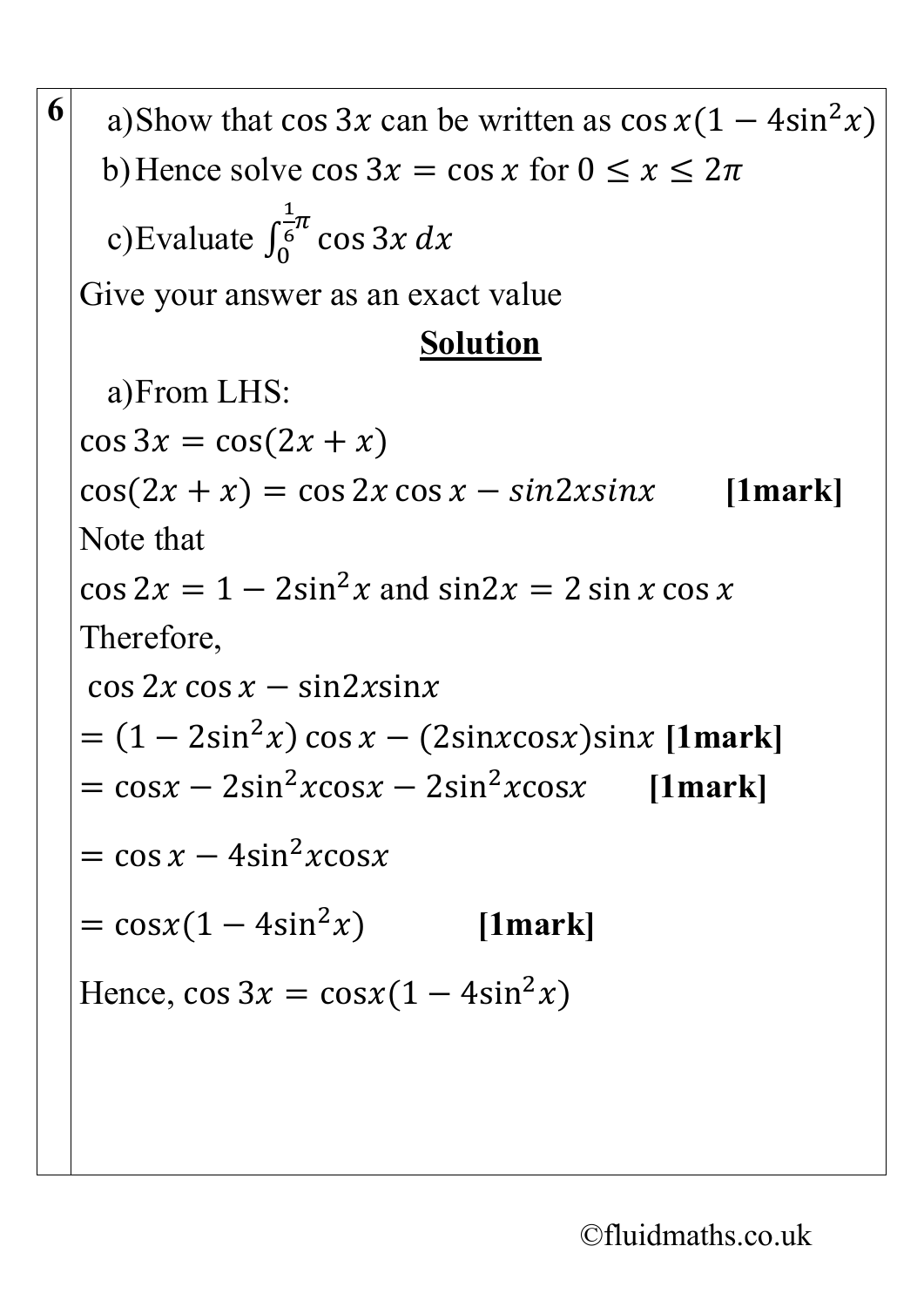**6**

a) Show that $\cos 3x$ can be written as $\cos x(1 - 4\sin^2 x)$

b) Hence solve $\cos 3x = \cos x$ for $0 \leq x \leq 2\pi$

c) Evaluate $\int_0^{\frac{1}{6}\pi} \cos 3x \, dx$

Give your answer as an exact value

**Solution**

a) From LHS:

$\cos 3x = \cos(2x + x)$

$\cos(2x + x) = \cos 2x \cos x - sin2xsinx$ **[1mark]**

Note that

$\cos 2x = 1 - 2\sin^2 x$ and $\sin 2x = 2 \sin x \cos x$

Therefore,

$\cos 2x \cos x - \sin 2x \sin x$

$= (1 - 2\sin^2 x) \cos x - (2\sin x \cos x)\sin x$ **[1mark]**

$= \cos x - 2\sin^2 x \cos x - 2\sin^2 x \cos x$ **[1mark]**

$= \cos x - 4\sin^2 x \cos x$

$= \cos x(1 - 4\sin^2 x)$ **[1mark]**

Hence, $\cos 3x = \cos x(1 - 4\sin^2 x)$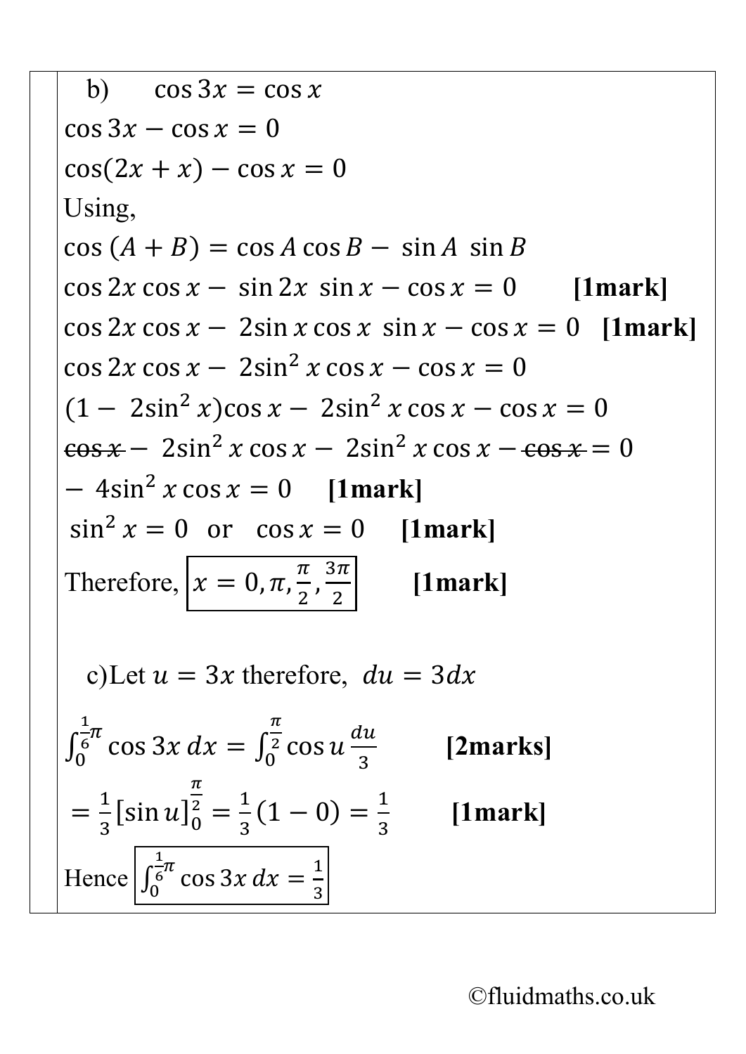b) $\cos 3x = \cos x$

$\cos 3x - \cos x = 0$

$\cos(2x + x) - \cos x = 0$

Using,

$\cos(A + B) = \cos A \cos B - \sin A \sin B$

$\cos 2x \cos x - \sin 2x \sin x - \cos x = 0$ **[1mark]**

$\cos 2x \cos x - 2\sin x \cos x \sin x - \cos x = 0$ **[1mark]**

$\cos 2x \cos x - 2\sin^2 x \cos x - \cos x = 0$

$(1 - 2\sin^2 x)\cos x - 2\sin^2 x \cos x - \cos x = 0$

$\cancel{\cos x} - 2\sin^2 x \cos x - 2\sin^2 x \cos x - \cancel{\cos x} = 0$

$-4\sin^2 x \cos x = 0$ **[1mark]**

$\sin^2 x = 0$ or $\cos x = 0$ **[1mark]**

Therefore, $\boxed{x = 0, \pi, \frac{\pi}{2}, \frac{3\pi}{2}}$ **[1mark]**

c) Let $u = 3x$ therefore, $du = 3dx$

$\int_0^{\frac{1}{6}\pi} \cos 3x \, dx = \int_0^{\frac{\pi}{2}} \cos u \frac{du}{3}$ **[2marks]**

$= \frac{1}{3}[\sin u]_0^{\frac{\pi}{2}} = \frac{1}{3}(1 - 0) = \frac{1}{3}$ **[1mark]**

Hence $\boxed{\int_0^{\frac{1}{6}\pi} \cos 3x \, dx = \frac{1}{3}}$

©fluidmaths.co.uk